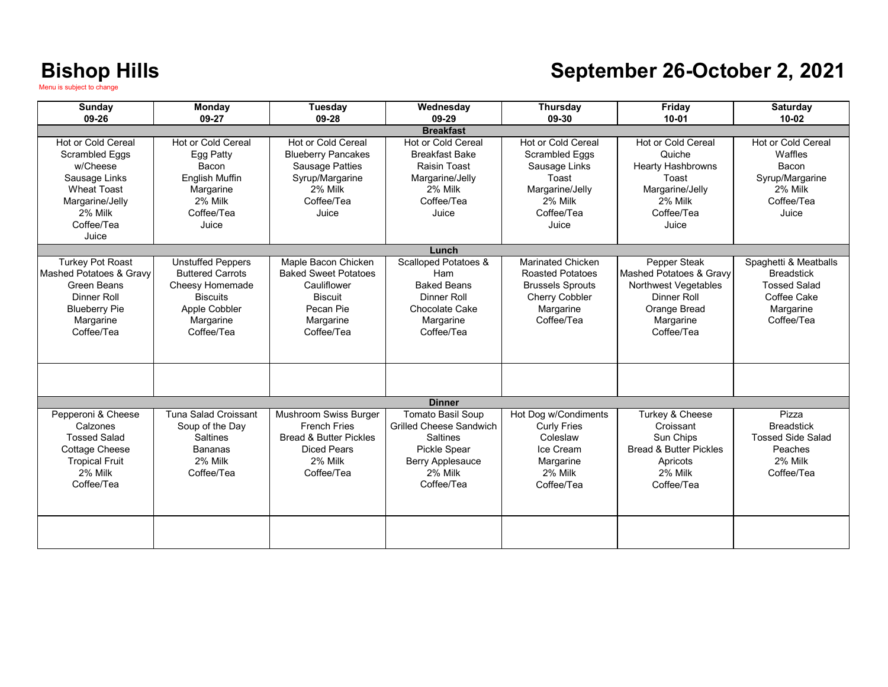# Bishop Hills

Menu is subject to change

## September 26-October 2, 2021

| Sunday 09-26 | Monday 09-27 | Tuesday 09-28 | Wednesday 09-29 | Thursday 09-30 | Friday 10-01 | Saturday 10-02 |
|---|---|---|---|---|---|---|
| **Breakfast** | | | | | | |
| Hot or Cold Cereal<br>Scrambled Eggs w/Cheese<br>Sausage Links<br>Wheat Toast<br>Margarine/Jelly<br>2% Milk<br>Coffee/Tea<br>Juice | Hot or Cold Cereal<br>Egg Patty<br>Bacon<br>English Muffin<br>Margarine<br>2% Milk<br>Coffee/Tea<br>Juice | Hot or Cold Cereal<br>Blueberry Pancakes<br>Sausage Patties<br>Syrup/Margarine<br>2% Milk<br>Coffee/Tea<br>Juice | Hot or Cold Cereal<br>Breakfast Bake<br>Raisin Toast<br>Margarine/Jelly<br>2% Milk<br>Coffee/Tea<br>Juice | Hot or Cold Cereal<br>Scrambled Eggs<br>Sausage Links<br>Toast<br>Margarine/Jelly<br>2% Milk<br>Coffee/Tea<br>Juice | Hot or Cold Cereal<br>Quiche<br>Hearty Hashbrowns<br>Toast<br>Margarine/Jelly<br>2% Milk<br>Coffee/Tea<br>Juice | Hot or Cold Cereal<br>Waffles<br>Bacon<br>Syrup/Margarine<br>2% Milk<br>Coffee/Tea<br>Juice |
| **Lunch** | | | | | | |
| Turkey Pot Roast<br>Mashed Potatoes & Gravy<br>Green Beans<br>Dinner Roll<br>Blueberry Pie<br>Margarine<br>Coffee/Tea | Unstuffed Peppers<br>Buttered Carrots<br>Cheesy Homemade Biscuits<br>Apple Cobbler<br>Margarine<br>Coffee/Tea | Maple Bacon Chicken<br>Baked Sweet Potatoes<br>Cauliflower<br>Biscuit<br>Pecan Pie<br>Margarine<br>Coffee/Tea | Scalloped Potatoes & Ham<br>Baked Beans<br>Dinner Roll<br>Chocolate Cake<br>Margarine<br>Coffee/Tea | Marinated Chicken<br>Roasted Potatoes<br>Brussels Sprouts<br>Cherry Cobbler<br>Margarine<br>Coffee/Tea | Pepper Steak<br>Mashed Potatoes & Gravy<br>Northwest Vegetables<br>Dinner Roll<br>Orange Bread<br>Margarine<br>Coffee/Tea | Spaghetti & Meatballs<br>Breadstick<br>Tossed Salad<br>Coffee Cake<br>Margarine<br>Coffee/Tea |
| | | | | | | |
| **Dinner** | | | | | | |
| Pepperoni & Cheese Calzones<br>Tossed Salad<br>Cottage Cheese<br>Tropical Fruit<br>2% Milk<br>Coffee/Tea | Tuna Salad Croissant<br>Soup of the Day<br>Saltines<br>Bananas<br>2% Milk<br>Coffee/Tea | Mushroom Swiss Burger<br>French Fries<br>Bread & Butter Pickles<br>Diced Pears<br>2% Milk<br>Coffee/Tea | Tomato Basil Soup<br>Grilled Cheese Sandwich<br>Saltines<br>Pickle Spear<br>Berry Applesauce<br>2% Milk<br>Coffee/Tea | Hot Dog w/Condiments<br>Curly Fries<br>Coleslaw<br>Ice Cream<br>Margarine<br>2% Milk<br>Coffee/Tea | Turkey & Cheese Croissant<br>Sun Chips<br>Bread & Butter Pickles<br>Apricots<br>2% Milk<br>Coffee/Tea | Pizza<br>Breadstick<br>Tossed Side Salad<br>Peaches<br>2% Milk<br>Coffee/Tea |
| | | | | | | |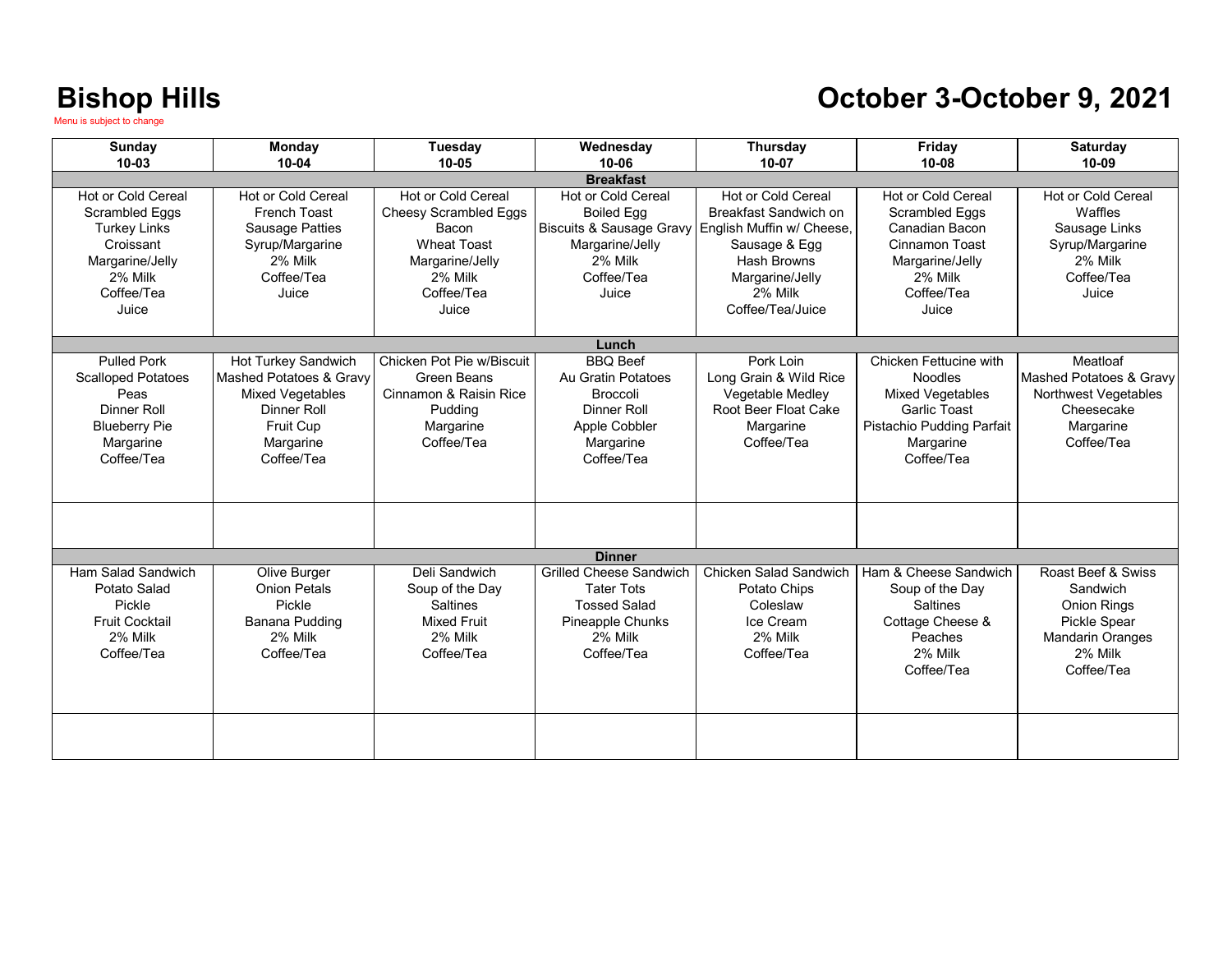# Bishop Hills

Menu is subject to change

# October 3-October 9, 2021

| Sunday 10-03 | Monday 10-04 | Tuesday 10-05 | Wednesday 10-06 | Thursday 10-07 | Friday 10-08 | Saturday 10-09 |
|---|---|---|---|---|---|---|
| **Breakfast** | | | | | | |
| Hot or Cold Cereal<br>Scrambled Eggs<br>Turkey Links<br>Croissant<br>Margarine/Jelly<br>2% Milk<br>Coffee/Tea<br>Juice | Hot or Cold Cereal<br>French Toast<br>Sausage Patties<br>Syrup/Margarine<br>2% Milk<br>Coffee/Tea<br>Juice | Hot or Cold Cereal<br>Cheesy Scrambled Eggs<br>Bacon<br>Wheat Toast<br>Margarine/Jelly<br>2% Milk<br>Coffee/Tea<br>Juice | Hot or Cold Cereal<br>Boiled Egg<br>Biscuits & Sausage Gravy<br>Margarine/Jelly<br>2% Milk<br>Coffee/Tea<br>Juice | Hot or Cold Cereal<br>Breakfast Sandwich on English Muffin w/ Cheese, Sausage & Egg<br>Hash Browns<br>Margarine/Jelly<br>2% Milk<br>Coffee/Tea/Juice | Hot or Cold Cereal<br>Scrambled Eggs<br>Canadian Bacon<br>Cinnamon Toast<br>Margarine/Jelly<br>2% Milk<br>Coffee/Tea<br>Juice | Hot or Cold Cereal<br>Waffles<br>Sausage Links<br>Syrup/Margarine<br>2% Milk<br>Coffee/Tea<br>Juice |
| **Lunch** | | | | | | |
| Pulled Pork<br>Scalloped Potatoes<br>Peas<br>Dinner Roll<br>Blueberry Pie<br>Margarine<br>Coffee/Tea | Hot Turkey Sandwich<br>Mashed Potatoes & Gravy<br>Mixed Vegetables<br>Dinner Roll<br>Fruit Cup<br>Margarine<br>Coffee/Tea | Chicken Pot Pie w/Biscuit<br>Green Beans<br>Cinnamon & Raisin Rice<br>Pudding<br>Margarine<br>Coffee/Tea | BBQ Beef<br>Au Gratin Potatoes<br>Broccoli<br>Dinner Roll<br>Apple Cobbler<br>Margarine<br>Coffee/Tea | Pork Loin<br>Long Grain & Wild Rice<br>Vegetable Medley<br>Root Beer Float Cake<br>Margarine<br>Coffee/Tea | Chicken Fettucine with Noodles<br>Mixed Vegetables<br>Garlic Toast<br>Pistachio Pudding Parfait<br>Margarine<br>Coffee/Tea | Meatloaf<br>Mashed Potatoes & Gravy<br>Northwest Vegetables<br>Cheesecake<br>Margarine<br>Coffee/Tea |
| | | | | | | |
| **Dinner** | | | | | | |
| Ham Salad Sandwich<br>Potato Salad<br>Pickle<br>Fruit Cocktail<br>2% Milk<br>Coffee/Tea | Olive Burger<br>Onion Petals<br>Pickle<br>Banana Pudding<br>2% Milk<br>Coffee/Tea | Deli Sandwich<br>Soup of the Day<br>Saltines<br>Mixed Fruit<br>2% Milk<br>Coffee/Tea | Grilled Cheese Sandwich<br>Tater Tots<br>Tossed Salad<br>Pineapple Chunks<br>2% Milk<br>Coffee/Tea | Chicken Salad Sandwich<br>Potato Chips<br>Coleslaw<br>Ice Cream<br>2% Milk<br>Coffee/Tea | Ham & Cheese Sandwich<br>Soup of the Day<br>Saltines<br>Cottage Cheese & Peaches<br>2% Milk<br>Coffee/Tea | Roast Beef & Swiss Sandwich<br>Onion Rings<br>Pickle Spear<br>Mandarin Oranges<br>2% Milk<br>Coffee/Tea |
| | | | | | | |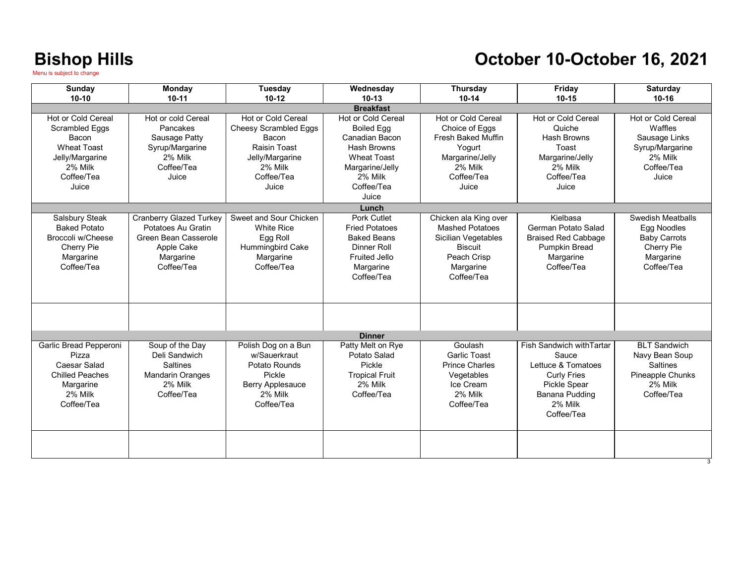# Bishop Hills

Menu is subject to change

# October 10-October 16, 2021

| Sunday 10-10 | Monday 10-11 | Tuesday 10-12 | Wednesday 10-13 | Thursday 10-14 | Friday 10-15 | Saturday 10-16 |
|---|---|---|---|---|---|---|
| **Breakfast** | | | | | | |
| Hot or Cold Cereal<br>Scrambled Eggs<br>Bacon<br>Wheat Toast<br>Jelly/Margarine<br>2% Milk<br>Coffee/Tea<br>Juice | Hot or cold Cereal<br>Pancakes<br>Sausage Patty<br>Syrup/Margarine<br>2% Milk<br>Coffee/Tea<br>Juice | Hot or Cold Cereal<br>Cheesy Scrambled Eggs<br>Bacon<br>Raisin Toast<br>Jelly/Margarine<br>2% Milk<br>Coffee/Tea<br>Juice | Hot or Cold Cereal<br>Boiled Egg<br>Canadian Bacon<br>Hash Browns<br>Wheat Toast<br>Margarine/Jelly<br>2% Milk<br>Coffee/Tea<br>Juice | Hot or Cold Cereal<br>Choice of Eggs<br>Fresh Baked Muffin<br>Yogurt<br>Margarine/Jelly<br>2% Milk<br>Coffee/Tea<br>Juice | Hot or Cold Cereal<br>Quiche<br>Hash Browns<br>Toast<br>Margarine/Jelly<br>2% Milk<br>Coffee/Tea<br>Juice | Hot or Cold Cereal<br>Waffles<br>Sausage Links<br>Syrup/Margarine<br>2% Milk<br>Coffee/Tea<br>Juice |
| **Lunch** | | | | | | |
| Salsbury Steak<br>Baked Potato<br>Broccoli w/Cheese<br>Cherry Pie<br>Margarine<br>Coffee/Tea | Cranberry Glazed Turkey<br>Potatoes Au Gratin<br>Green Bean Casserole<br>Apple Cake<br>Margarine<br>Coffee/Tea | Sweet and Sour Chicken<br>White Rice<br>Egg Roll<br>Hummingbird Cake<br>Margarine<br>Coffee/Tea | Pork Cutlet<br>Fried Potatoes<br>Baked Beans<br>Dinner Roll<br>Fruited Jello<br>Margarine<br>Coffee/Tea | Chicken ala King over<br>Mashed Potatoes<br>Sicilian Vegetables<br>Biscuit<br>Peach Crisp<br>Margarine<br>Coffee/Tea | Kielbasa<br>German Potato Salad<br>Braised Red Cabbage<br>Pumpkin Bread<br>Margarine<br>Coffee/Tea | Swedish Meatballs<br>Egg Noodles<br>Baby Carrots<br>Cherry Pie<br>Margarine<br>Coffee/Tea |
| | | | | | | |
| **Dinner** | | | | | | |
| Garlic Bread Pepperoni Pizza<br>Caesar Salad<br>Chilled Peaches<br>Margarine<br>2% Milk<br>Coffee/Tea | Soup of the Day<br>Deli Sandwich<br>Saltines<br>Mandarin Oranges<br>2% Milk<br>Coffee/Tea | Polish Dog on a Bun w/Sauerkraut<br>Potato Rounds<br>Pickle<br>Berry Applesauce<br>2% Milk<br>Coffee/Tea | Patty Melt on Rye<br>Potato Salad<br>Pickle<br>Tropical Fruit<br>2% Milk<br>Coffee/Tea | Goulash<br>Garlic Toast<br>Prince Charles Vegetables<br>Ice Cream<br>2% Milk<br>Coffee/Tea | Fish Sandwich withTartar Sauce<br>Lettuce & Tomatoes<br>Curly Fries<br>Pickle Spear<br>Banana Pudding<br>2% Milk<br>Coffee/Tea | BLT Sandwich<br>Navy Bean Soup<br>Saltines<br>Pineapple Chunks<br>2% Milk<br>Coffee/Tea |
| | | | | | | |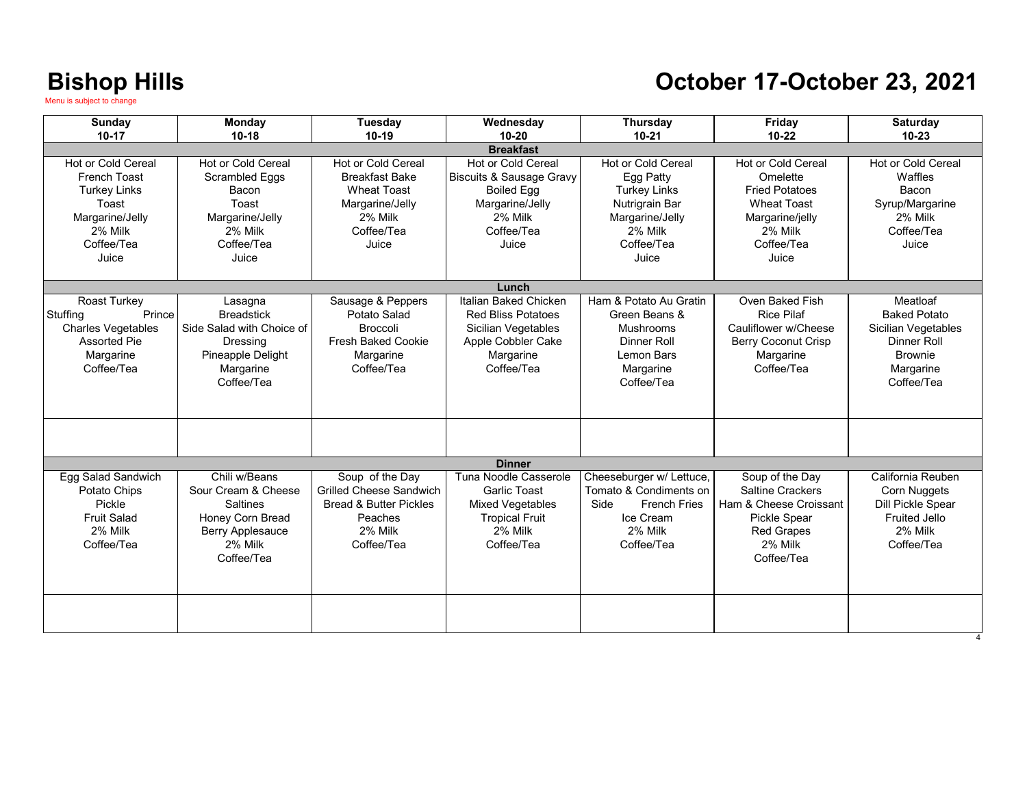# Bishop Hills

Menu is subject to change

# October 17-October 23, 2021

| Sunday 10-17 | Monday 10-18 | Tuesday 10-19 | Wednesday 10-20 | Thursday 10-21 | Friday 10-22 | Saturday 10-23 |
|---|---|---|---|---|---|---|
| **Breakfast** | | | | | | |
| Hot or Cold Cereal<br>French Toast<br>Turkey Links<br>Toast<br>Margarine/Jelly<br>2% Milk<br>Coffee/Tea<br>Juice | Hot or Cold Cereal<br>Scrambled Eggs<br>Bacon<br>Toast<br>Margarine/Jelly<br>2% Milk<br>Coffee/Tea<br>Juice | Hot or Cold Cereal<br>Breakfast Bake<br>Wheat Toast<br>Margarine/Jelly<br>2% Milk<br>Coffee/Tea<br>Juice | Hot or Cold Cereal<br>Biscuits & Sausage Gravy<br>Boiled Egg<br>Margarine/Jelly<br>2% Milk<br>Coffee/Tea<br>Juice | Hot or Cold Cereal<br>Egg Patty<br>Turkey Links<br>Nutrigrain Bar<br>Margarine/Jelly<br>2% Milk<br>Coffee/Tea<br>Juice | Hot or Cold Cereal<br>Omelette<br>Fried Potatoes<br>Wheat Toast<br>Margarine/jelly<br>2% Milk<br>Coffee/Tea<br>Juice | Hot or Cold Cereal<br>Waffles<br>Bacon<br>Syrup/Margarine<br>2% Milk<br>Coffee/Tea<br>Juice |
| **Lunch** | | | | | | |
| Roast Turkey<br>Stuffing Prince<br>Charles Vegetables<br>Assorted Pie<br>Margarine<br>Coffee/Tea | Lasagna<br>Breadstick<br>Side Salad with Choice of Dressing<br>Pineapple Delight<br>Margarine<br>Coffee/Tea | Sausage & Peppers<br>Potato Salad<br>Broccoli<br>Fresh Baked Cookie<br>Margarine<br>Coffee/Tea | Italian Baked Chicken<br>Red Bliss Potatoes<br>Sicilian Vegetables<br>Apple Cobbler Cake<br>Margarine<br>Coffee/Tea | Ham & Potato Au Gratin<br>Green Beans & Mushrooms<br>Dinner Roll<br>Lemon Bars<br>Margarine<br>Coffee/Tea | Oven Baked Fish<br>Rice Pilaf<br>Cauliflower w/Cheese<br>Berry Coconut Crisp<br>Margarine<br>Coffee/Tea | Meatloaf<br>Baked Potato<br>Sicilian Vegetables<br>Dinner Roll<br>Brownie<br>Margarine<br>Coffee/Tea |
| | | | | | | |
| **Dinner** | | | | | | |
| Egg Salad Sandwich<br>Potato Chips<br>Pickle<br>Fruit Salad<br>2% Milk<br>Coffee/Tea | Chili w/Beans<br>Sour Cream & Cheese<br>Saltines<br>Honey Corn Bread<br>Berry Applesauce<br>2% Milk<br>Coffee/Tea | Soup of the Day<br>Grilled Cheese Sandwich<br>Bread & Butter Pickles<br>Peaches<br>2% Milk<br>Coffee/Tea | Tuna Noodle Casserole<br>Garlic Toast<br>Mixed Vegetables<br>Tropical Fruit<br>2% Milk<br>Coffee/Tea | Cheeseburger w/ Lettuce, Tomato & Condiments on Side French Fries<br>Ice Cream<br>2% Milk<br>Coffee/Tea | Soup of the Day<br>Saltine Crackers<br>Ham & Cheese Croissant<br>Pickle Spear<br>Red Grapes<br>2% Milk<br>Coffee/Tea | California Reuben<br>Corn Nuggets<br>Dill Pickle Spear<br>Fruited Jello<br>2% Milk<br>Coffee/Tea |
| | | | | | | |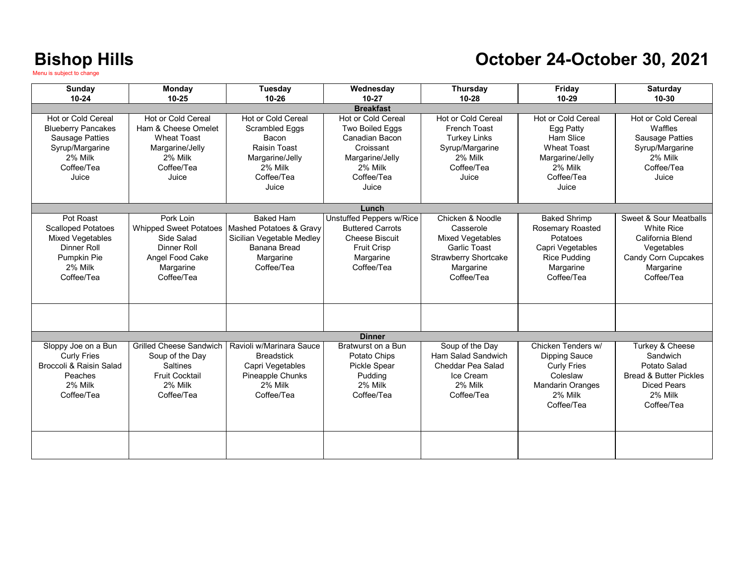# Bishop Hills

# October 24-October 30, 2021

Menu is subject to change

| Sunday 10-24 | Monday 10-25 | Tuesday 10-26 | Wednesday 10-27 | Thursday 10-28 | Friday 10-29 | Saturday 10-30 |
|---|---|---|---|---|---|---|
| **Breakfast** | | | | | | |
| Hot or Cold Cereal<br>Blueberry Pancakes<br>Sausage Patties<br>Syrup/Margarine<br>2% Milk<br>Coffee/Tea<br>Juice | Hot or Cold Cereal<br>Ham & Cheese Omelet<br>Wheat Toast<br>Margarine/Jelly<br>2% Milk<br>Coffee/Tea<br>Juice | Hot or Cold Cereal<br>Scrambled Eggs<br>Bacon<br>Raisin Toast<br>Margarine/Jelly<br>2% Milk<br>Coffee/Tea<br>Juice | Hot or Cold Cereal<br>Two Boiled Eggs<br>Canadian Bacon<br>Croissant<br>Margarine/Jelly<br>2% Milk<br>Coffee/Tea<br>Juice | Hot or Cold Cereal<br>French Toast<br>Turkey Links<br>Syrup/Margarine<br>2% Milk<br>Coffee/Tea<br>Juice | Hot or Cold Cereal<br>Egg Patty<br>Ham Slice<br>Wheat Toast<br>Margarine/Jelly<br>2% Milk<br>Coffee/Tea<br>Juice | Hot or Cold Cereal<br>Waffles<br>Sausage Patties<br>Syrup/Margarine<br>2% Milk<br>Coffee/Tea<br>Juice |
| **Lunch** | | | | | | |
| Pot Roast<br>Scalloped Potatoes<br>Mixed Vegetables<br>Dinner Roll<br>Pumpkin Pie<br>2% Milk<br>Coffee/Tea | Pork Loin<br>Whipped Sweet Potatoes<br>Side Salad<br>Dinner Roll<br>Angel Food Cake<br>Margarine<br>Coffee/Tea | Baked Ham<br>Mashed Potatoes & Gravy<br>Sicilian Vegetable Medley<br>Banana Bread<br>Margarine<br>Coffee/Tea | Unstuffed Peppers w/Rice<br>Buttered Carrots<br>Cheese Biscuit<br>Fruit Crisp<br>Margarine<br>Coffee/Tea | Chicken & Noodle Casserole<br>Mixed Vegetables<br>Garlic Toast<br>Strawberry Shortcake<br>Margarine<br>Coffee/Tea | Baked Shrimp<br>Rosemary Roasted Potatoes<br>Capri Vegetables<br>Rice Pudding<br>Margarine<br>Coffee/Tea | Sweet & Sour Meatballs<br>White Rice<br>California Blend Vegetables<br>Candy Corn Cupcakes<br>Margarine<br>Coffee/Tea |
| | | | | | | |
| **Dinner** | | | | | | |
| Sloppy Joe on a Bun<br>Curly Fries<br>Broccoli & Raisin Salad<br>Peaches<br>2% Milk<br>Coffee/Tea | Grilled Cheese Sandwich<br>Soup of the Day<br>Saltines<br>Fruit Cocktail<br>2% Milk<br>Coffee/Tea | Ravioli w/Marinara Sauce<br>Breadstick<br>Capri Vegetables<br>Pineapple Chunks<br>2% Milk<br>Coffee/Tea | Bratwurst on a Bun<br>Potato Chips<br>Pickle Spear<br>Pudding<br>2% Milk<br>Coffee/Tea | Soup of the Day<br>Ham Salad Sandwich<br>Cheddar Pea Salad<br>Ice Cream<br>2% Milk<br>Coffee/Tea | Chicken Tenders w/ Dipping Sauce<br>Curly Fries<br>Coleslaw<br>Mandarin Oranges<br>2% Milk<br>Coffee/Tea | Turkey & Cheese Sandwich<br>Potato Salad<br>Bread & Butter Pickles<br>Diced Pears<br>2% Milk<br>Coffee/Tea |
| | | | | | | |